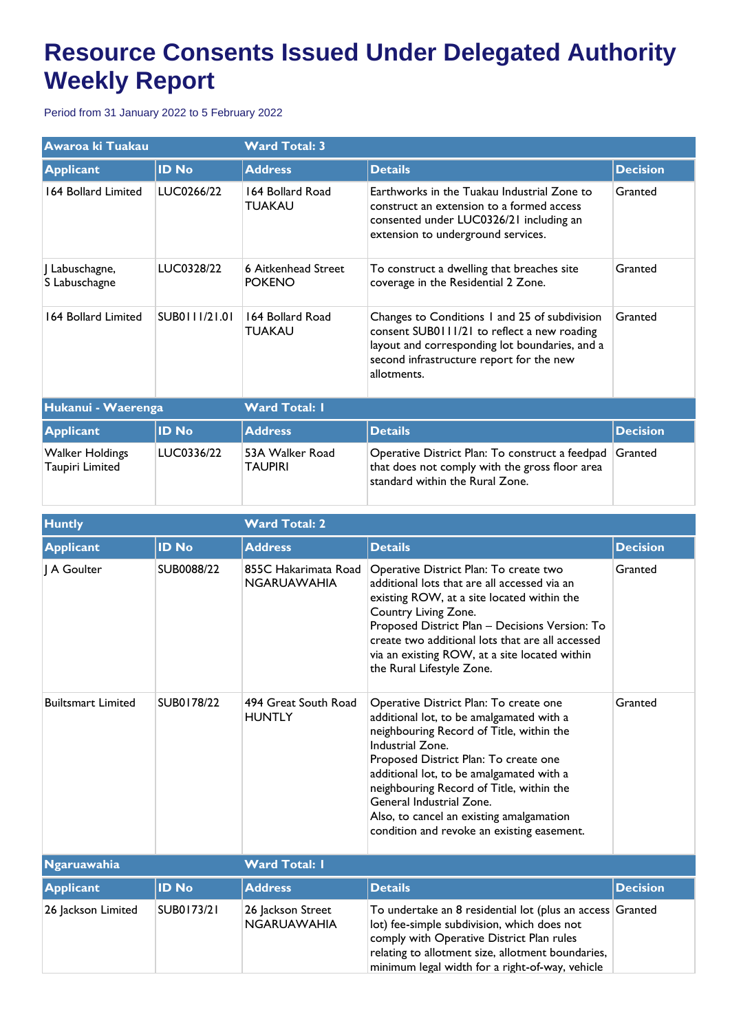# Resource Consents Issued Under Delegated Authority Weekly Report

Period from 31 January 2022 to 5 February 2022

| Awaroa ki Tuakau | | Ward Total: 3 | | |
|---|---|---|---|---|
| **Applicant** | **ID No** | **Address** | **Details** | **Decision** |
| 164 Bollard Limited | LUC0266/22 | 164 Bollard Road TUAKAU | Earthworks in the Tuakau Industrial Zone to construct an extension to a formed access consented under LUC0326/21 including an extension to underground services. | Granted |
| J Labuschagne, S Labuschagne | LUC0328/22 | 6 Aitkenhead Street POKENO | To construct a dwelling that breaches site coverage in the Residential 2 Zone. | Granted |
| 164 Bollard Limited | SUB0111/21.01 | 164 Bollard Road TUAKAU | Changes to Conditions 1 and 25 of subdivision consent SUB0111/21 to reflect a new roading layout and corresponding lot boundaries, and a second infrastructure report for the new allotments. | Granted |

| Hukanui - Waerenga | | Ward Total: 1 | | |
|---|---|---|---|---|
| **Applicant** | **ID No** | **Address** | **Details** | **Decision** |
| Walker Holdings Taupiri Limited | LUC0336/22 | 53A Walker Road TAUPIRI | Operative District Plan: To construct a feedpad that does not comply with the gross floor area standard within the Rural Zone. | Granted |

| Huntly | | Ward Total: 2 | | |
|---|---|---|---|---|
| **Applicant** | **ID No** | **Address** | **Details** | **Decision** |
| J A Goulter | SUB0088/22 | 855C Hakarimata Road NGARUAWAHIA | Operative District Plan: To create two additional lots that are all accessed via an existing ROW, at a site located within the Country Living Zone. Proposed District Plan – Decisions Version: To create two additional lots that are all accessed via an existing ROW, at a site located within the Rural Lifestyle Zone. | Granted |
| Builtsmart Limited | SUB0178/22 | 494 Great South Road HUNTLY | Operative District Plan: To create one additional lot, to be amalgamated with a neighbouring Record of Title, within the Industrial Zone. Proposed District Plan: To create one additional lot, to be amalgamated with a neighbouring Record of Title, within the General Industrial Zone. Also, to cancel an existing amalgamation condition and revoke an existing easement. | Granted |

| Ngaruawahia | | Ward Total: 1 | | |
|---|---|---|---|---|
| **Applicant** | **ID No** | **Address** | **Details** | **Decision** |
| 26 Jackson Limited | SUB0173/21 | 26 Jackson Street NGARUAWAHIA | To undertake an 8 residential lot (plus an access lot) fee-simple subdivision, which does not comply with Operative District Plan rules relating to allotment size, allotment boundaries, minimum legal width for a right-of-way, vehicle | Granted |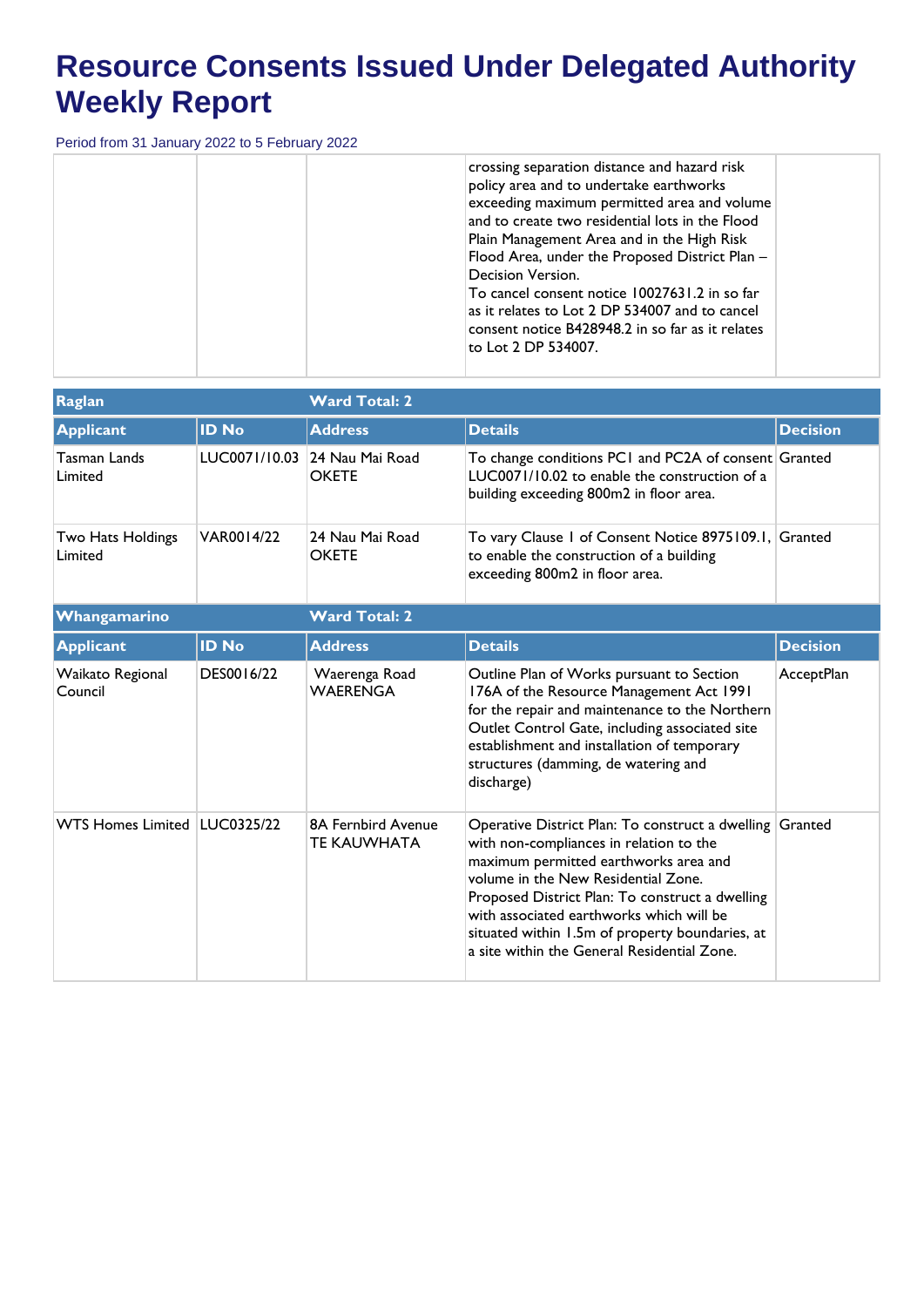# Resource Consents Issued Under Delegated Authority Weekly Report

Period from 31 January 2022 to 5 February 2022

| | | | | |
|---|---|---|---|---|
| | | | crossing separation distance and hazard risk policy area and to undertake earthworks exceeding maximum permitted area and volume and to create two residential lots in the Flood Plain Management Area and in the High Risk Flood Area, under the Proposed District Plan – Decision Version. To cancel consent notice 10027631.2 in so far as it relates to Lot 2 DP 534007 and to cancel consent notice B428948.2 in so far as it relates to Lot 2 DP 534007. | |

| Raglan | | Ward Total: 2 | | |
|---|---|---|---|---|
| **Applicant** | **ID No** | **Address** | **Details** | **Decision** |
| Tasman Lands Limited | LUC0071/10.03 | 24 Nau Mai Road OKETE | To change conditions PC1 and PC2A of consent LUC0071/10.02 to enable the construction of a building exceeding 800m2 in floor area. | Granted |
| Two Hats Holdings Limited | VAR0014/22 | 24 Nau Mai Road OKETE | To vary Clause 1 of Consent Notice 8975109.1, to enable the construction of a building exceeding 800m2 in floor area. | Granted |

| Whangamarino | | Ward Total: 2 | | |
|---|---|---|---|---|
| **Applicant** | **ID No** | **Address** | **Details** | **Decision** |
| Waikato Regional Council | DES0016/22 | Waerenga Road WAERENGA | Outline Plan of Works pursuant to Section 176A of the Resource Management Act 1991 for the repair and maintenance to the Northern Outlet Control Gate, including associated site establishment and installation of temporary structures (damming, de watering and discharge) | AcceptPlan |
| WTS Homes Limited | LUC0325/22 | 8A Fernbird Avenue TE KAUWHATA | Operative District Plan: To construct a dwelling with non-compliances in relation to the maximum permitted earthworks area and volume in the New Residential Zone. Proposed District Plan: To construct a dwelling with associated earthworks which will be situated within 1.5m of property boundaries, at a site within the General Residential Zone. | Granted |